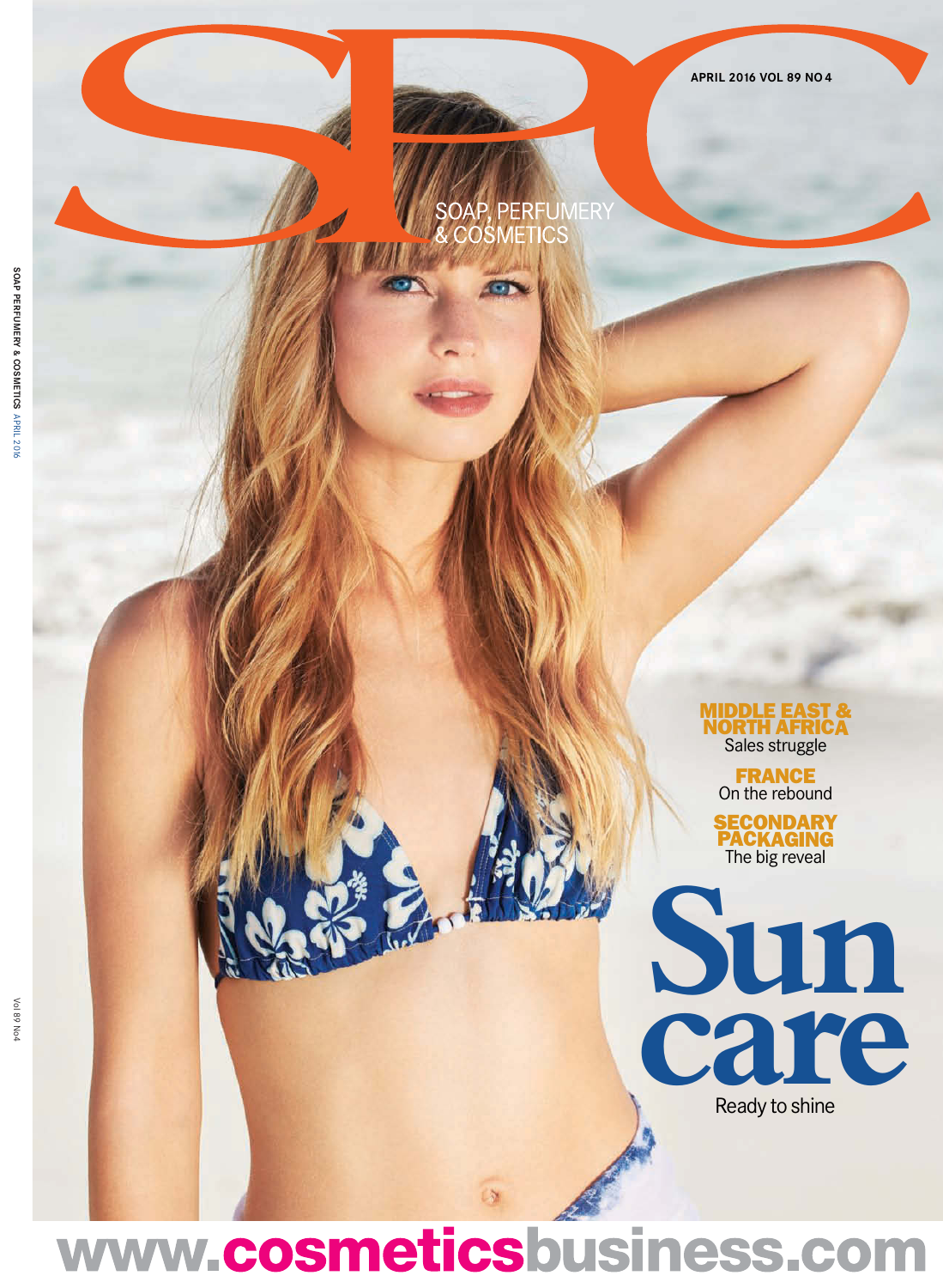# SPC

SOAP, PERFUMERY & COSMETICS

APRIL 2016 VOL 89 NO 4

**MIDDLE EAST & NORTH AFRICA**
Sales struggle

**FRANCE**
On the rebound

**SECONDARY PACKAGING**
The big reveal

# Sun care

Ready to shine

www.cosmeticsbusiness.com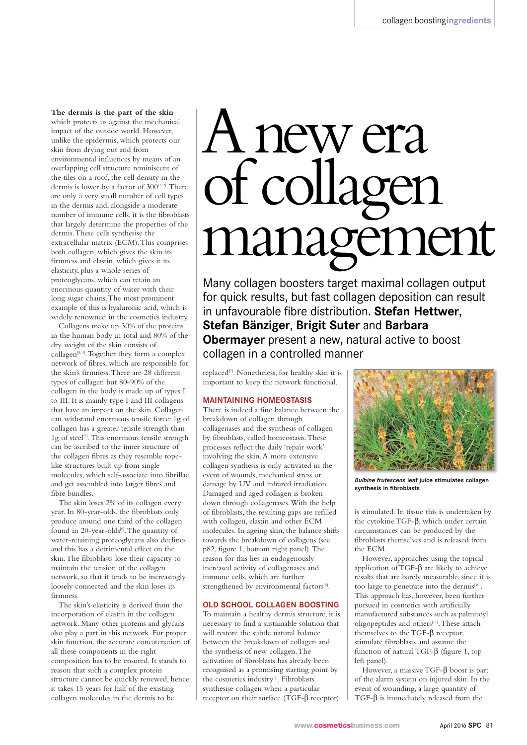# A new era of collagen management

Many collagen boosters target maximal collagen output for quick results, but fast collagen deposition can result in unfavourable fibre distribution. **Stefan Hettwer**, **Stefan Bänziger**, **Brigit Suter** and **Barbara Obermayer** present a new, natural active to boost collagen in a controlled manner

**The dermis is the part of the skin** which protects us against the mechanical impact of the outside world. However, unlike the epidermis, which protects our skin from drying out and from environmental influences by means of an overlapping cell structure reminiscent of the tiles on a roof, the cell density in the dermis is lower by a factor of 300[1, 2]. There are only a very small number of cell types in the dermis and, alongside a moderate number of immune cells, it is the fibroblasts that largely determine the properties of the dermis. These cells synthesise the extracellular matrix (ECM). This comprises both collagen, which gives the skin its firmness and elastin, which gives it its elasticity, plus a whole series of proteoglycans, which can retain an enormous quantity of water with their long sugar chains. The most prominent example of this is hyaluronic acid, which is widely renowned in the cosmetics industry.

Collagens make up 30% of the proteins in the human body in total and 80% of the dry weight of the skin consists of collagen[3, 4]. Together they form a complex network of fibres, which are responsible for the skin's firmness. There are 28 different types of collagen but 80-90% of the collagen in the body is made up of types I to III. It is mainly type I and III collagens that have an impact on the skin. Collagen can withstand enormous tensile force: 1g of collagen has a greater tensile strength than 1g of steel[5]. This enormous tensile strength can be ascribed to the inner structure of the collagen fibres as they resemble rope-like structures built up from single molecules, which self-associate into fibrillae and get assembled into larger fibres and fibre bundles.

The skin loses 2% of its collagen every year. In 80-year-olds, the fibroblasts only produce around one third of the collagen found in 20-year-olds[6]. The quantity of water-retaining proteoglycans also declines and this has a detrimental effect on the skin. The fibroblasts lose their capacity to maintain the tension of the collagen network, so that it tends to be increasingly loosely connected and the skin loses its firmness.

The skin's elasticity is derived from the incorporation of elastin in the collagen network. Many other proteins and glycans also play a part in this network. For proper skin function, the accurate concatenation of all these components in the right composition has to be ensured. It stands to reason that such a complex protein structure cannot be quickly renewed, hence it takes 15 years for half of the existing collagen molecules in the dermis to be replaced[7]. Nonetheless, for healthy skin it is important to keep the network functional.

## MAINTAINING HOMEOSTASIS

There is indeed a fine balance between the breakdown of collagen through collagenases and the synthesis of collagen by fibroblasts, called homeostasis. These processes reflect the daily 'repair work' involving the skin. A more extensive collagen synthesis is only activated in the event of wounds, mechanical stress or damage by UV and infrared irradiation. Damaged and aged collagen is broken down through collagenases. With the help of fibroblasts, the resulting gaps are refilled with collagen, elastin and other ECM molecules. In ageing skin, the balance shifts towards the breakdown of collagens (see p82, figure 1, bottom right panel). The reason for this lies in endogenously increased activity of collagenases and immune cells, which are further strengthened by environmental factors[8].

## OLD SCHOOL COLLAGEN BOOSTING

To maintain a healthy dermis structure, it is necessary to find a sustainable solution that will restore the subtle natural balance between the breakdown of collagen and the synthesis of new collagen. The activation of fibroblasts has already been recognised as a promising starting point by the cosmetics industry[9]. Fibroblasts synthesise collagen when a particular receptor on their surface (TGF-β receptor) is stimulated. In tissue this is undertaken by the cytokine TGF-β, which under certain circumstances can be produced by the fibroblasts themselves and is released from the ECM.

*Bulbine frutescens* **leaf juice stimulates collagen synthesis in fibroblasts**

However, approaches using the topical application of TGF-β are likely to achieve results that are barely measurable, since it is too large to penetrate into the dermis[10]. This approach has, however, been further pursued in cosmetics with artificially manufactured substances such as palmitoyl oligopeptides and others[11]. These attach themselves to the TGF-β receptor, stimulate fibroblasts and assume the function of natural TGF-β (figure 1, top left panel).

However, a massive TGF-β boost is part of the alarm system on injured skin. In the event of wounding, a large quantity of TGF-β is immediately released from the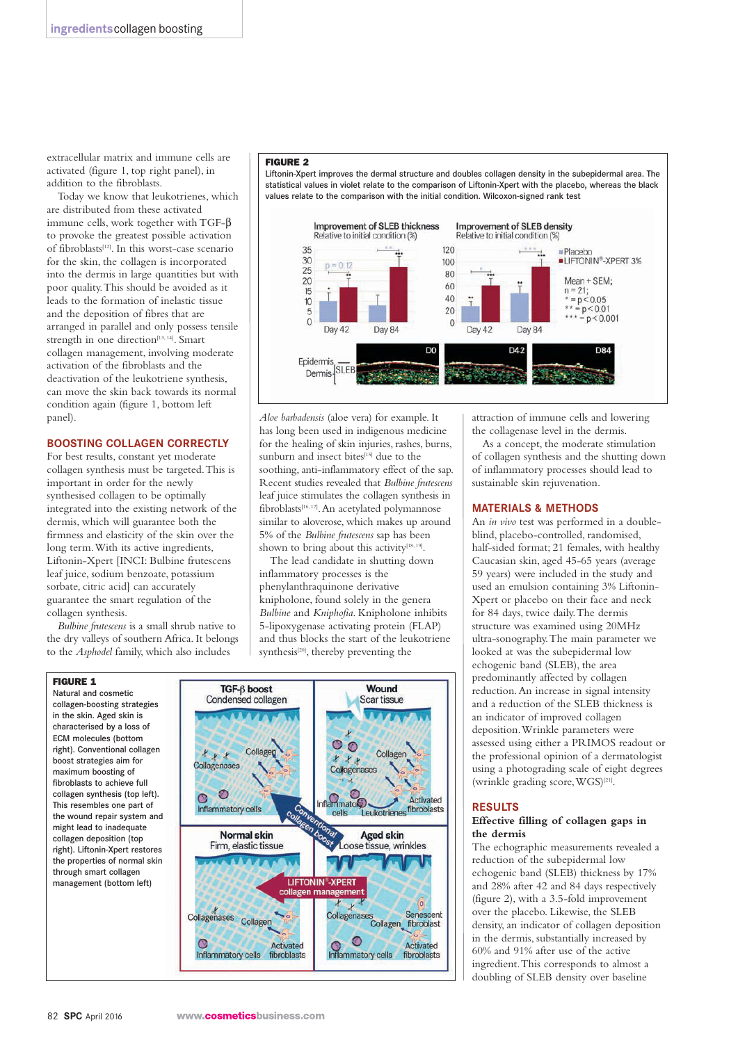extracellular matrix and immune cells are activated (figure 1, top right panel), in addition to the fibroblasts.

Today we know that leukotrienes, which are distributed from these activated immune cells, work together with TGF-β to provoke the greatest possible activation of fibroblasts[12]. In this worst-case scenario for the skin, the collagen is incorporated into the dermis in large quantities but with poor quality. This should be avoided as it leads to the formation of inelastic tissue and the deposition of fibres that are arranged in parallel and only possess tensile strength in one direction[13, 14]. Smart collagen management, involving moderate activation of the fibroblasts and the deactivation of the leukotriene synthesis, can move the skin back towards its normal condition again (figure 1, bottom left panel).

## BOOSTING COLLAGEN CORRECTLY

For best results, constant yet moderate collagen synthesis must be targeted. This is important in order for the newly synthesised collagen to be optimally integrated into the existing network of the dermis, which will guarantee both the firmness and elasticity of the skin over the long term. With its active ingredients, Liftonin-Xpert [INCI: Bulbine frutescens leaf juice, sodium benzoate, potassium sorbate, citric acid] can accurately guarantee the smart regulation of the collagen synthesis.

*Bulbine frutescens* is a small shrub native to the dry valleys of southern Africa. It belongs to the *Asphodel* family, which also includes *Aloe barbadensis* (aloe vera) for example. It has long been used in indigenous medicine for the healing of skin injuries, rashes, burns, sunburn and insect bites[15] due to the soothing, anti-inflammatory effect of the sap. Recent studies revealed that *Bulbine frutescens* leaf juice stimulates the collagen synthesis in fibroblasts[16, 17]. An acetylated polymannose similar to aloverose, which makes up around 5% of the *Bulbine frutescens* sap has been shown to bring about this activity[18, 19].

The lead candidate in shutting down inflammatory processes is the phenylanthraquinone derivative knipholone, found solely in the genera *Bulbine* and *Kniphofia*. Knipholone inhibits 5-lipoxygenase activating protein (FLAP) and thus blocks the start of the leukotriene synthesis[20], thereby preventing the attraction of immune cells and lowering the collagenase level in the dermis.

As a concept, the moderate stimulation of collagen synthesis and the shutting down of inflammatory processes should lead to sustainable skin rejuvenation.

**FIGURE 2**
Liftonin-Xpert improves the dermal structure and doubles collagen density in the subepidermal area. The statistical values in violet relate to the comparison of Liftonin-Xpert with the placebo, whereas the black values relate to the comparison with the initial condition. Wilcoxon-signed rank test

**FIGURE 1**
Natural and cosmetic collagen-boosting strategies in the skin. Aged skin is characterised by a loss of ECM molecules (bottom right). Conventional collagen boost strategies aim for maximum boosting of fibroblasts to achieve full collagen synthesis (top left). This resembles one part of the wound repair system and might lead to inadequate collagen deposition (top right). Liftonin-Xpert restores the properties of normal skin through smart collagen management (bottom left)

## MATERIALS & METHODS

An *in vivo* test was performed in a double-blind, placebo-controlled, randomised, half-sided format; 21 females, with healthy Caucasian skin, aged 45-65 years (average 59 years) were included in the study and used an emulsion containing 3% Liftonin-Xpert or placebo on their face and neck for 84 days, twice daily. The dermis structure was examined using 20MHz ultra-sonography. The main parameter we looked at was the subepidermal low echogenic band (SLEB), the area predominantly affected by collagen reduction. An increase in signal intensity and a reduction of the SLEB thickness is an indicator of improved collagen deposition. Wrinkle parameters were assessed using either a PRIMOS readout or the professional opinion of a dermatologist using a photograding scale of eight degrees (wrinkle grading score, WGS)[21].

## RESULTS

### Effective filling of collagen gaps in the dermis

The echographic measurements revealed a reduction of the subepidermal low echogenic band (SLEB) thickness by 17% and 28% after 42 and 84 days respectively (figure 2), with a 3.5-fold improvement over the placebo. Likewise, the SLEB density, an indicator of collagen deposition in the dermis, substantially increased by 60% and 91% after use of the active ingredient. This corresponds to almost a doubling of SLEB density over baseline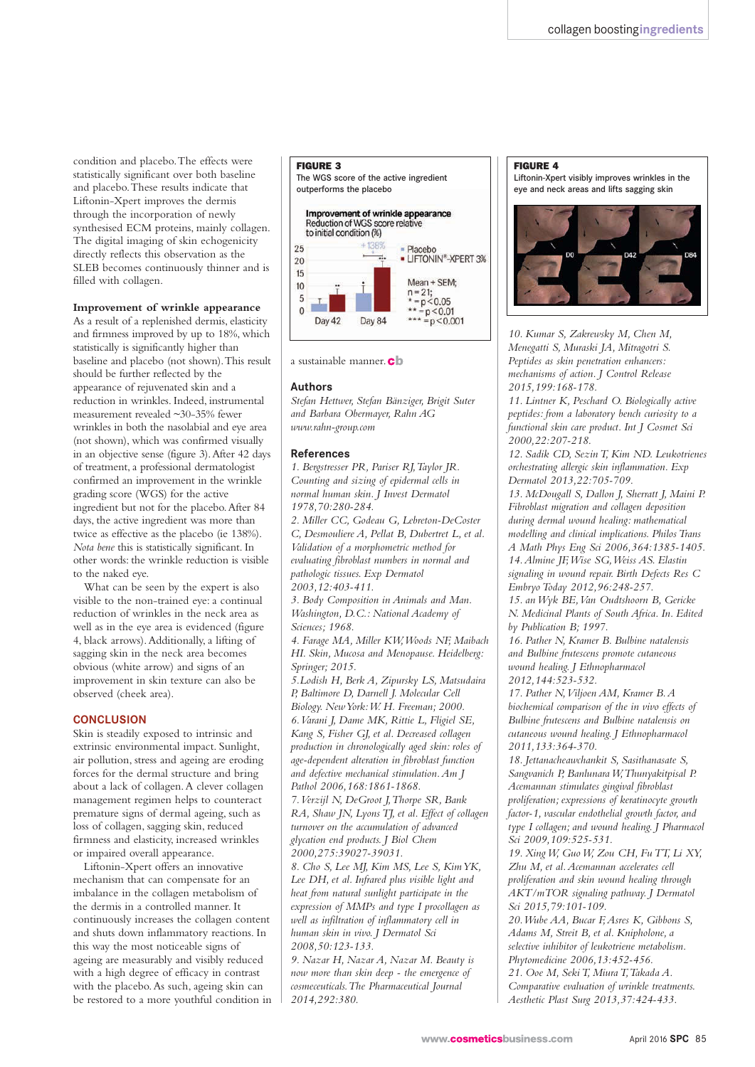condition and placebo. The effects were statistically significant over both baseline and placebo. These results indicate that Liftonin-Xpert improves the dermis through the incorporation of newly synthesised ECM proteins, mainly collagen. The digital imaging of skin echogenicity directly reflects this observation as the SLEB becomes continuously thinner and is filled with collagen.

**Improvement of wrinkle appearance**
As a result of a replenished dermis, elasticity and firmness improved by up to 18%, which statistically is significantly higher than baseline and placebo (not shown). This result should be further reflected by the appearance of rejuvenated skin and a reduction in wrinkles. Indeed, instrumental measurement revealed ~30-35% fewer wrinkles in both the nasolabial and eye area (not shown), which was confirmed visually in an objective sense (figure 3). After 42 days of treatment, a professional dermatologist confirmed an improvement in the wrinkle grading score (WGS) for the active ingredient but not for the placebo. After 84 days, the active ingredient was more than twice as effective as the placebo (ie 138%). *Nota bene* this is statistically significant. In other words: the wrinkle reduction is visible to the naked eye.

What can be seen by the expert is also visible to the non-trained eye: a continual reduction of wrinkles in the neck area as well as in the eye area is evidenced (figure 4, black arrows). Additionally, a lifting of sagging skin in the neck area becomes obvious (white arrow) and signs of an improvement in skin texture can also be observed (cheek area).

**FIGURE 3**
The WGS score of the active ingredient outperforms the placebo

Improvement of wrinkle appearance
Reduction of WGS score relative to initial condition (%)

25
20
15
10
5
0
Day 42
Day 84
+138%
Placebo
LIFTONIN®-XPERT 3%
Mean + SEM;
n = 21;
* = p < 0.05
** = p < 0.01
*** = p < 0.001

**FIGURE 4**
Liftonin-Xpert visibly improves wrinkles in the eye and neck areas and lifts sagging skin

D0
D42
D84

## CONCLUSION

Skin is steadily exposed to intrinsic and extrinsic environmental impact. Sunlight, air pollution, stress and ageing are eroding forces for the dermal structure and bring about a lack of collagen. A clever collagen management regimen helps to counteract premature signs of dermal ageing, such as loss of collagen, sagging skin, reduced firmness and elasticity, increased wrinkles or impaired overall appearance.

Liftonin-Xpert offers an innovative mechanism that can compensate for an imbalance in the collagen metabolism of the dermis in a controlled manner. It continuously increases the collagen content and shuts down inflammatory reactions. In this way the most noticeable signs of ageing are measurably and visibly reduced with a high degree of efficacy in contrast with the placebo. As such, ageing skin can be restored to a more youthful condition in a sustainable manner.

## Authors

*Stefan Hettwer, Stefan Bänziger, Brigit Suter and Barbara Obermayer, Rahn AG*
*www.rahn-group.com*

## References

1. Bergstresser PR, Pariser RJ, Taylor JR. Counting and sizing of epidermal cells in normal human skin. J Invest Dermatol 1978, 70:280-284.
2. Miller CC, Godeau G, Lebreton-DeCoster C, Desmouliere A, Pellat B, Dubertret L, et al. Validation of a morphometric method for evaluating fibroblast numbers in normal and pathologic tissues. Exp Dermatol 2003, 12:403-411.
3. Body Composition in Animals and Man. Washington, D.C.: National Academy of Sciences; 1968.
4. Farage MA, Miller KW, Woods NF, Maibach HI. Skin, Mucosa and Menopause. Heidelberg: Springer; 2015.
5. Lodish H, Berk A, Zipursky LS, Matsudaira P, Baltimore D, Darnell J. Molecular Cell Biology. New York: W. H. Freeman; 2000.
6. Varani J, Dame MK, Rittie L, Fligiel SE, Kang S, Fisher GJ, et al. Decreased collagen production in chronologically aged skin: roles of age-dependent alteration in fibroblast function and defective mechanical stimulation. Am J Pathol 2006, 168:1861-1868.
7. Verzijl N, DeGroot J, Thorpe SR, Bank RA, Shaw JN, Lyons TJ, et al. Effect of collagen turnover on the accumulation of advanced glycation end products. J Biol Chem 2000, 275:39027-39031.
8. Cho S, Lee MJ, Kim MS, Lee S, Kim YK, Lee DH, et al. Infrared plus visible light and heat from natural sunlight participate in the expression of MMPs and type I procollagen as well as infiltration of inflammatory cell in human skin in vivo. J Dermatol Sci 2008, 50:123-133.
9. Nazar H, Nazar A, Nazar M. Beauty is now more than skin deep - the emergence of cosmeceuticals. The Pharmaceutical Journal 2014, 292:380.
10. Kumar S, Zakrewsky M, Chen M, Menegatti S, Muraski JA, Mitragotri S. Peptides as skin penetration enhancers: mechanisms of action. J Control Release 2015, 199:168-178.
11. Lintner K, Peschard O. Biologically active peptides: from a laboratory bench curiosity to a functional skin care product. Int J Cosmet Sci 2000, 22:207-218.
12. Sadik CD, Sezin T, Kim ND. Leukotrienes orchestrating allergic skin inflammation. Exp Dermatol 2013, 22:705-709.
13. McDougall S, Dallon J, Sherratt J, Maini P. Fibroblast migration and collagen deposition during dermal wound healing: mathematical modelling and clinical implications. Philos Trans A Math Phys Eng Sci 2006, 364:1385-1405.
14. Almine JF, Wise SG, Weiss AS. Elastin signaling in wound repair. Birth Defects Res C Embryo Today 2012, 96:248-257.
15. an Wyk BE, Van Oudtshoorn B, Gericke N. Medicinal Plants of South Africa. In. Edited by Publication B; 1997.
16. Pather N, Kramer B. Bulbine natalensis and Bulbine frutescens promote cutaneous wound healing. J Ethnopharmacol 2012, 144:523-532.
17. Pather N, Viljoen AM, Kramer B. A biochemical comparison of the in vivo effects of Bulbine frutescens and Bulbine natalensis on cutaneous wound healing. J Ethnopharmacol 2011, 133:364-370.
18. Jettanacheawchankit S, Sasithanasate S, Sangvanich P, Banlunara W, Thunyakitpisal P. Acemannan stimulates gingival fibroblast proliferation; expressions of keratinocyte growth factor-1, vascular endothelial growth factor, and type I collagen; and wound healing. J Pharmacol Sci 2009, 109:525-531.
19. Xing W, Guo W, Zou CH, Fu TT, Li XY, Zhu M, et al. Acemannan accelerates cell proliferation and skin wound healing through AKT/mTOR signaling pathway. J Dermatol Sci 2015, 79:101-109.
20. Wube AA, Bucar F, Asres K, Gibbons S, Adams M, Streit B, et al. Knipholone, a selective inhibitor of leukotriene metabolism. Phytomedicine 2006, 13:452-456.
21. Ooe M, Seki T, Miura T, Takada A. Comparative evaluation of wrinkle treatments. Aesthetic Plast Surg 2013, 37:424-433.